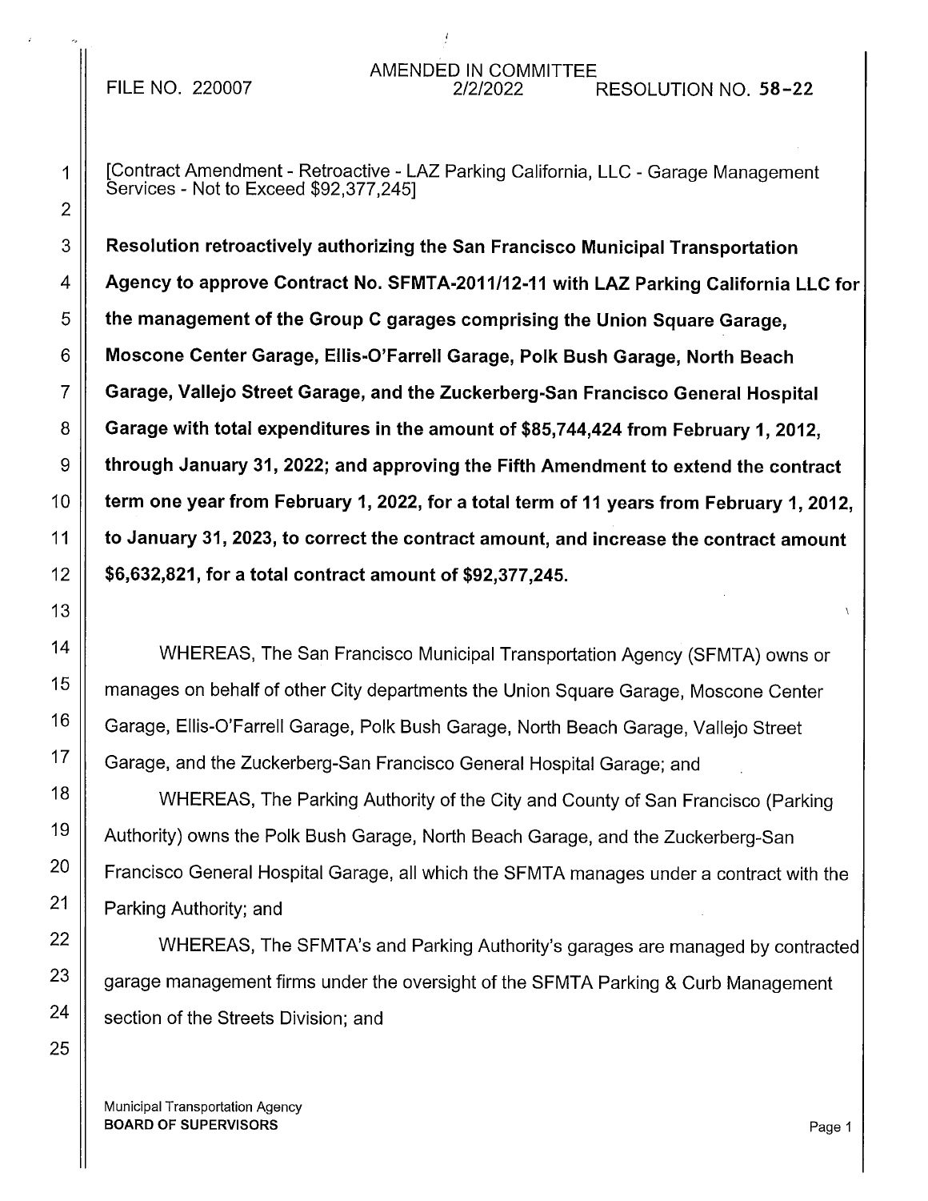FILE NO. 220007 | AMENDED IN COMMITTEE 2/2/2022 | RESOLUTION NO. 58-22

[Contract Amendment - Retroactive - LAZ Parking California, LLC - Garage Management Services - Not to Exceed $92,377,245]

**Resolution retroactively authorizing the San Francisco Municipal Transportation Agency to approve Contract No. SFMTA-2011/12-11 with LAZ Parking California LLC for the management of the Group C garages comprising the Union Square Garage, Moscone Center Garage, Ellis-O'Farrell Garage, Polk Bush Garage, North Beach Garage, Vallejo Street Garage, and the Zuckerberg-San Francisco General Hospital Garage with total expenditures in the amount of $85,744,424 from February 1, 2012, through January 31, 2022; and approving the Fifth Amendment to extend the contract term one year from February 1, 2022, for a total term of 11 years from February 1, 2012, to January 31, 2023, to correct the contract amount, and increase the contract amount $6,632,821, for a total contract amount of $92,377,245.**

WHEREAS, The San Francisco Municipal Transportation Agency (SFMTA) owns or manages on behalf of other City departments the Union Square Garage, Moscone Center Garage, Ellis-O'Farrell Garage, Polk Bush Garage, North Beach Garage, Vallejo Street Garage, and the Zuckerberg-San Francisco General Hospital Garage; and

WHEREAS, The Parking Authority of the City and County of San Francisco (Parking Authority) owns the Polk Bush Garage, North Beach Garage, and the Zuckerberg-San Francisco General Hospital Garage, all which the SFMTA manages under a contract with the Parking Authority; and

WHEREAS, The SFMTA's and Parking Authority's garages are managed by contracted garage management firms under the oversight of the SFMTA Parking & Curb Management section of the Streets Division; and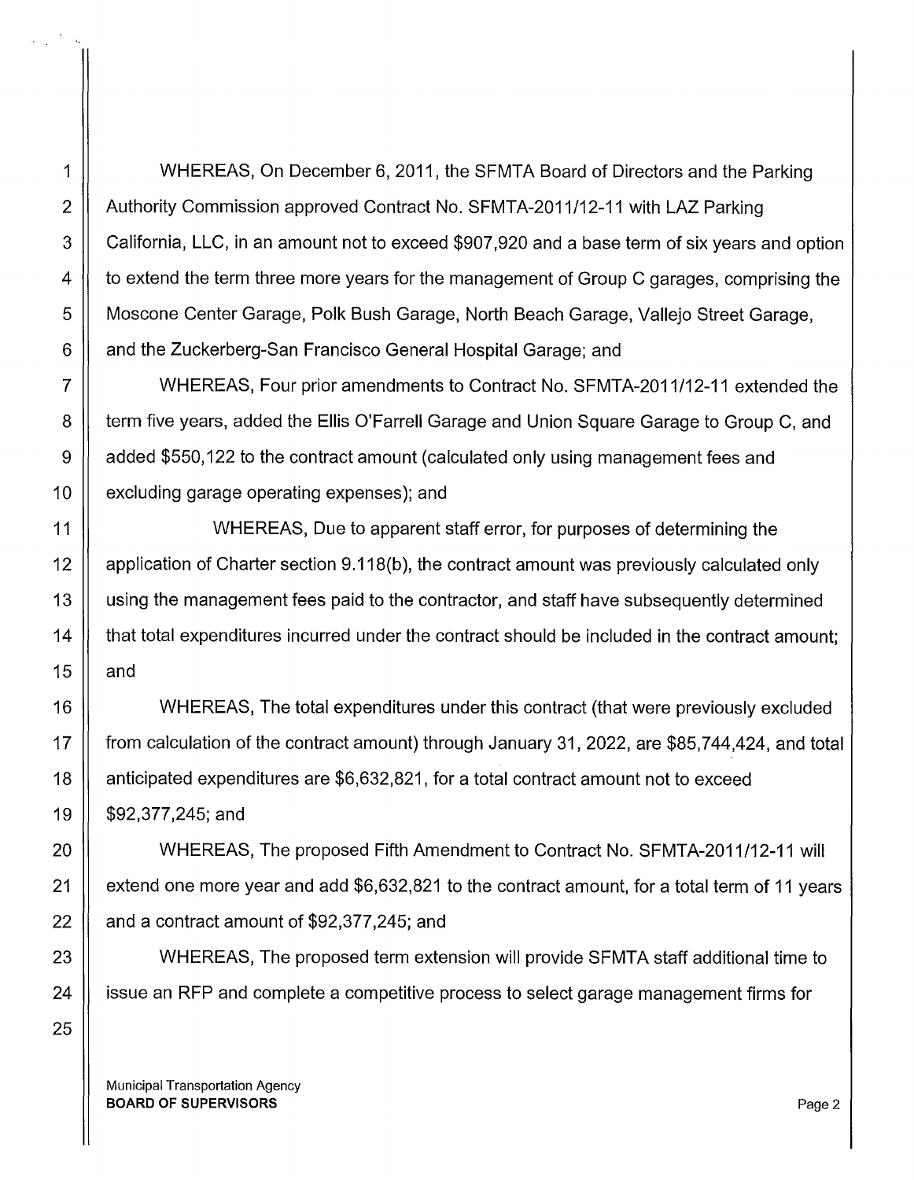WHEREAS, On December 6, 2011, the SFMTA Board of Directors and the Parking Authority Commission approved Contract No. SFMTA-2011/12-11 with LAZ Parking California, LLC, in an amount not to exceed $907,920 and a base term of six years and option to extend the term three more years for the management of Group C garages, comprising the Moscone Center Garage, Polk Bush Garage, North Beach Garage, Vallejo Street Garage, and the Zuckerberg-San Francisco General Hospital Garage; and

WHEREAS, Four prior amendments to Contract No. SFMTA-2011/12-11 extended the term five years, added the Ellis O'Farrell Garage and Union Square Garage to Group C, and added $550,122 to the contract amount (calculated only using management fees and excluding garage operating expenses); and

WHEREAS, Due to apparent staff error, for purposes of determining the application of Charter section 9.118(b), the contract amount was previously calculated only using the management fees paid to the contractor, and staff have subsequently determined that total expenditures incurred under the contract should be included in the contract amount; and

WHEREAS, The total expenditures under this contract (that were previously excluded from calculation of the contract amount) through January 31, 2022, are $85,744,424, and total anticipated expenditures are $6,632,821, for a total contract amount not to exceed $92,377,245; and

WHEREAS, The proposed Fifth Amendment to Contract No. SFMTA-2011/12-11 will extend one more year and add $6,632,821 to the contract amount, for a total term of 11 years and a contract amount of $92,377,245; and

WHEREAS, The proposed term extension will provide SFMTA staff additional time to issue an RFP and complete a competitive process to select garage management firms for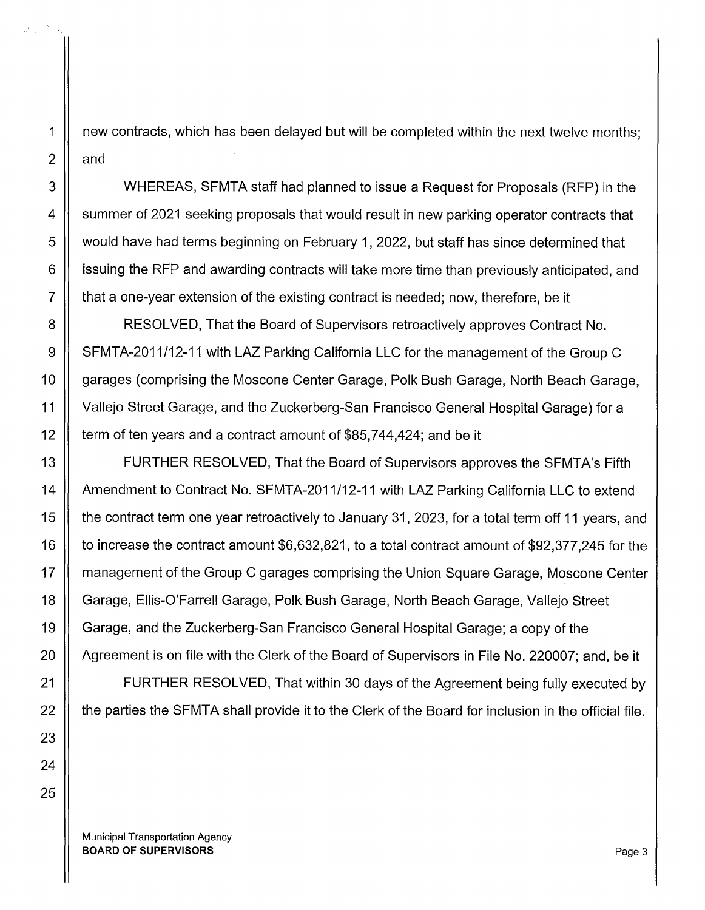new contracts, which has been delayed but will be completed within the next twelve months; and

WHEREAS, SFMTA staff had planned to issue a Request for Proposals (RFP) in the summer of 2021 seeking proposals that would result in new parking operator contracts that would have had terms beginning on February 1, 2022, but staff has since determined that issuing the RFP and awarding contracts will take more time than previously anticipated, and that a one-year extension of the existing contract is needed; now, therefore, be it

RESOLVED, That the Board of Supervisors retroactively approves Contract No. SFMTA-2011/12-11 with LAZ Parking California LLC for the management of the Group C garages (comprising the Moscone Center Garage, Polk Bush Garage, North Beach Garage, Vallejo Street Garage, and the Zuckerberg-San Francisco General Hospital Garage) for a term of ten years and a contract amount of $85,744,424; and be it

FURTHER RESOLVED, That the Board of Supervisors approves the SFMTA's Fifth Amendment to Contract No. SFMTA-2011/12-11 with LAZ Parking California LLC to extend the contract term one year retroactively to January 31, 2023, for a total term off 11 years, and to increase the contract amount $6,632,821, to a total contract amount of $92,377,245 for the management of the Group C garages comprising the Union Square Garage, Moscone Center Garage, Ellis-O'Farrell Garage, Polk Bush Garage, North Beach Garage, Vallejo Street Garage, and the Zuckerberg-San Francisco General Hospital Garage; a copy of the Agreement is on file with the Clerk of the Board of Supervisors in File No. 220007; and, be it

FURTHER RESOLVED, That within 30 days of the Agreement being fully executed by the parties the SFMTA shall provide it to the Clerk of the Board for inclusion in the official file.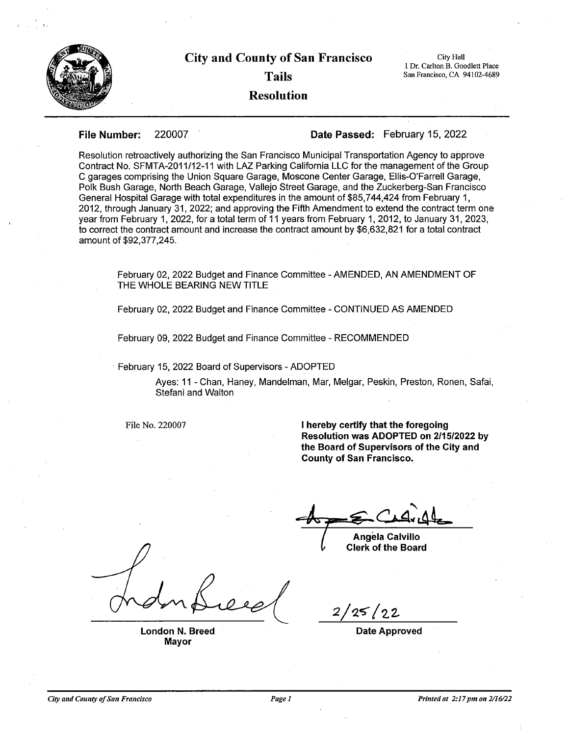# City and County of San Francisco

## Tails

## Resolution

City Hall
1 Dr. Carlton B. Goodlett Place
San Francisco, CA 94102-4689

---

**File Number:** 220007 **Date Passed:** February 15, 2022

Resolution retroactively authorizing the San Francisco Municipal Transportation Agency to approve Contract No. SFMTA-2011/12-11 with LAZ Parking California LLC for the management of the Group C garages comprising the Union Square Garage, Moscone Center Garage, Ellis-O'Farrell Garage, Polk Bush Garage, North Beach Garage, Vallejo Street Garage, and the Zuckerberg-San Francisco General Hospital Garage with total expenditures in the amount of $85,744,424 from February 1, 2012, through January 31, 2022; and approving the Fifth Amendment to extend the contract term one year from February 1, 2022, for a total term of 11 years from February 1, 2012, to January 31, 2023, to correct the contract amount and increase the contract amount by $6,632,821 for a total contract amount of $92,377,245.

February 02, 2022 Budget and Finance Committee - AMENDED, AN AMENDMENT OF THE WHOLE BEARING NEW TITLE

February 02, 2022 Budget and Finance Committee - CONTINUED AS AMENDED

February 09, 2022 Budget and Finance Committee - RECOMMENDED

February 15, 2022 Board of Supervisors - ADOPTED

Ayes: 11 - Chan, Haney, Mandelman, Mar, Melgar, Peskin, Preston, Ronen, Safai, Stefani and Walton

File No. 220007

**I hereby certify that the foregoing Resolution was ADOPTED on 2/15/2022 by the Board of Supervisors of the City and County of San Francisco.**

**Angela Calvillo**
**Clerk of the Board**

**London N. Breed**
**Mayor**

2/25/22

**Date Approved**

*City and County of San Francisco* *Printed at 2:17 pm on 2/16/22*